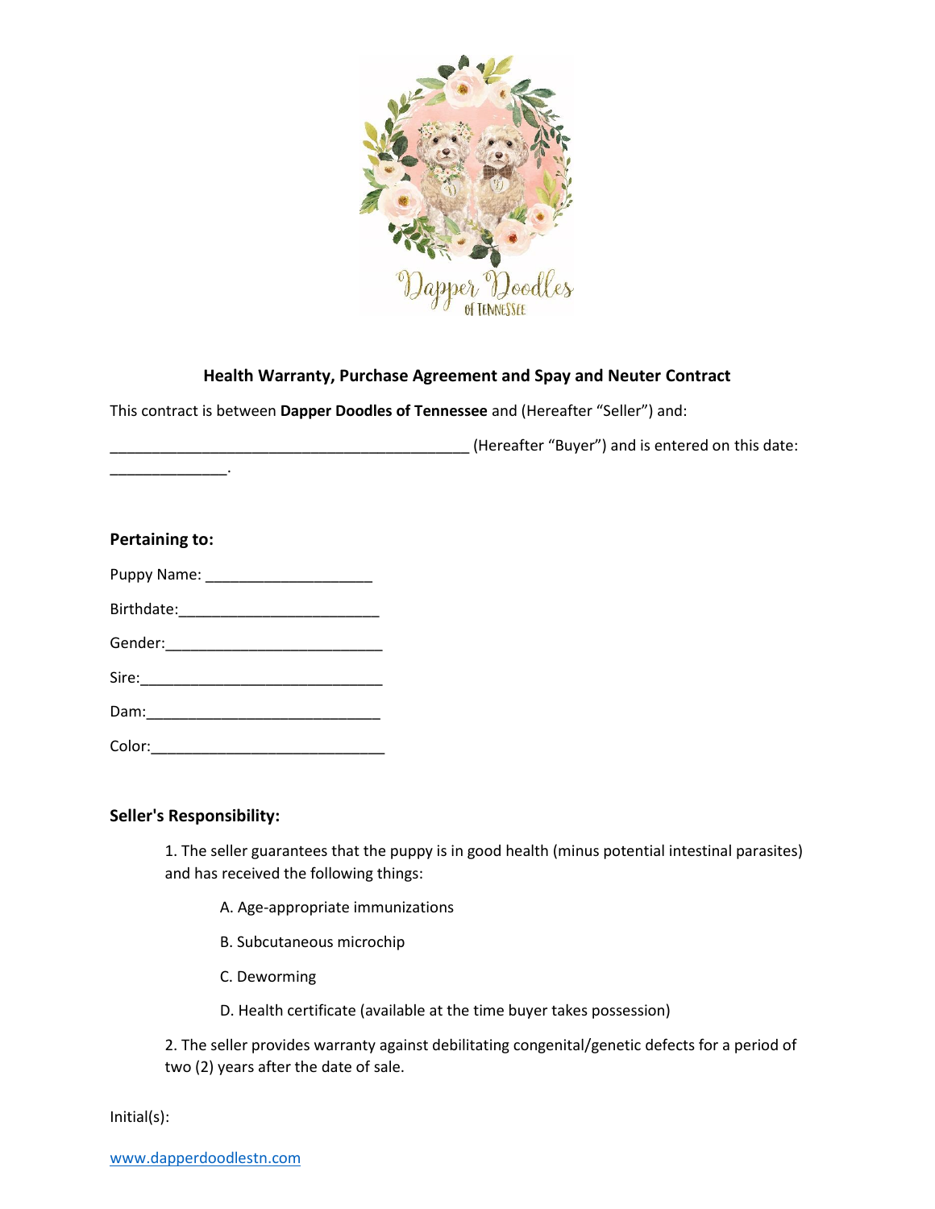## Health Warranty, Purchase Agreement and Spay and Neuter Contract

This contract is between **Dapper Doodles of Tennessee** and (Hereafter "Seller") and:

____________________________________________ (Hereafter "Buyer") and is entered on this date: ______________.

### Pertaining to:

Puppy Name: ____________________

Birthdate:________________________

Gender:__________________________

Sire:_____________________________

Dam:____________________________

Color:____________________________

### Seller's Responsibility:

1. The seller guarantees that the puppy is in good health (minus potential intestinal parasites) and has received the following things:

   A. Age-appropriate immunizations

   B. Subcutaneous microchip

   C. Deworming

   D. Health certificate (available at the time buyer takes possession)

2. The seller provides warranty against debilitating congenital/genetic defects for a period of two (2) years after the date of sale.

Initial(s):

www.dapperdoodlestn.com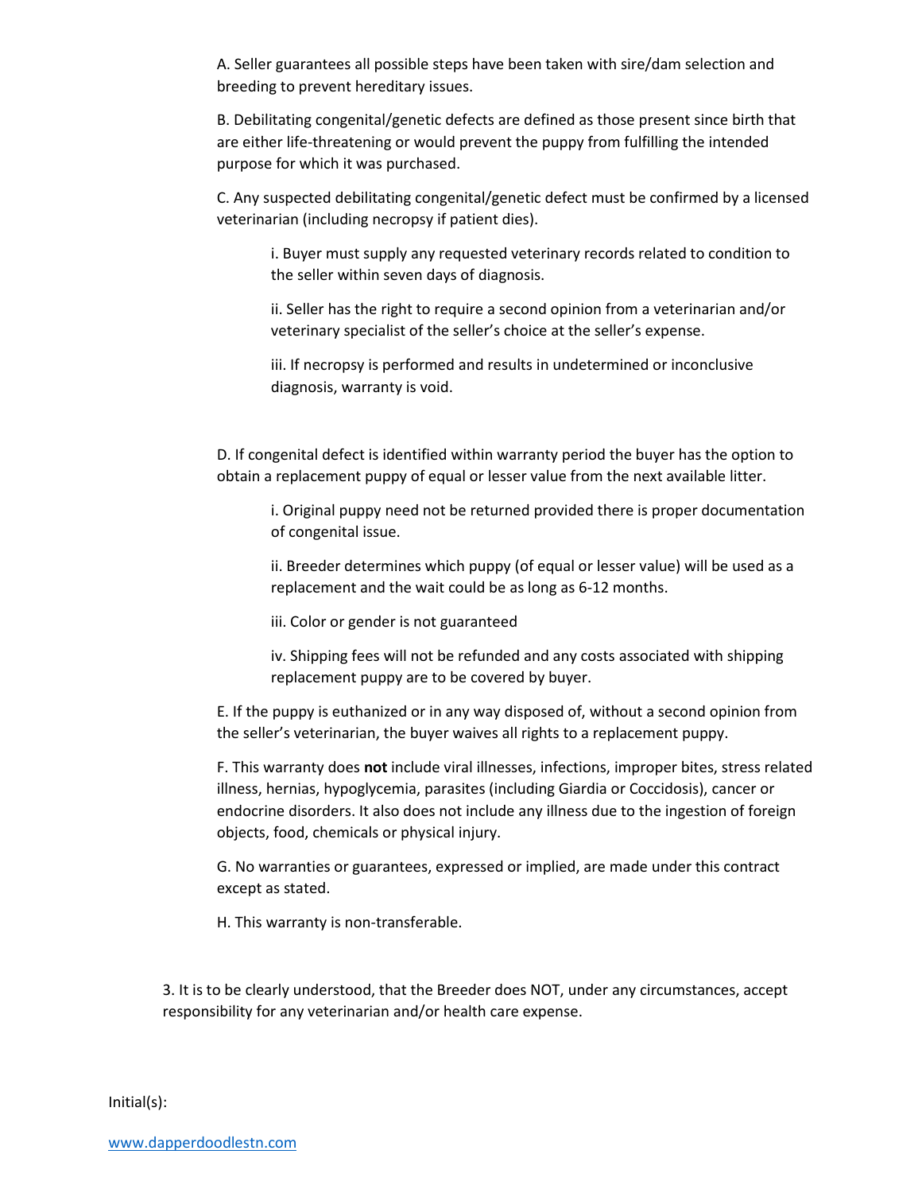A. Seller guarantees all possible steps have been taken with sire/dam selection and breeding to prevent hereditary issues.

B. Debilitating congenital/genetic defects are defined as those present since birth that are either life-threatening or would prevent the puppy from fulfilling the intended purpose for which it was purchased.

C. Any suspected debilitating congenital/genetic defect must be confirmed by a licensed veterinarian (including necropsy if patient dies).

i. Buyer must supply any requested veterinary records related to condition to the seller within seven days of diagnosis.

ii. Seller has the right to require a second opinion from a veterinarian and/or veterinary specialist of the seller's choice at the seller's expense.

iii. If necropsy is performed and results in undetermined or inconclusive diagnosis, warranty is void.

D. If congenital defect is identified within warranty period the buyer has the option to obtain a replacement puppy of equal or lesser value from the next available litter.

i. Original puppy need not be returned provided there is proper documentation of congenital issue.

ii. Breeder determines which puppy (of equal or lesser value) will be used as a replacement and the wait could be as long as 6-12 months.

iii. Color or gender is not guaranteed

iv. Shipping fees will not be refunded and any costs associated with shipping replacement puppy are to be covered by buyer.

E. If the puppy is euthanized or in any way disposed of, without a second opinion from the seller's veterinarian, the buyer waives all rights to a replacement puppy.

F. This warranty does **not** include viral illnesses, infections, improper bites, stress related illness, hernias, hypoglycemia, parasites (including Giardia or Coccidosis), cancer or endocrine disorders. It also does not include any illness due to the ingestion of foreign objects, food, chemicals or physical injury.

G. No warranties or guarantees, expressed or implied, are made under this contract except as stated.

H. This warranty is non-transferable.

3. It is to be clearly understood, that the Breeder does NOT, under any circumstances, accept responsibility for any veterinarian and/or health care expense.

Initial(s):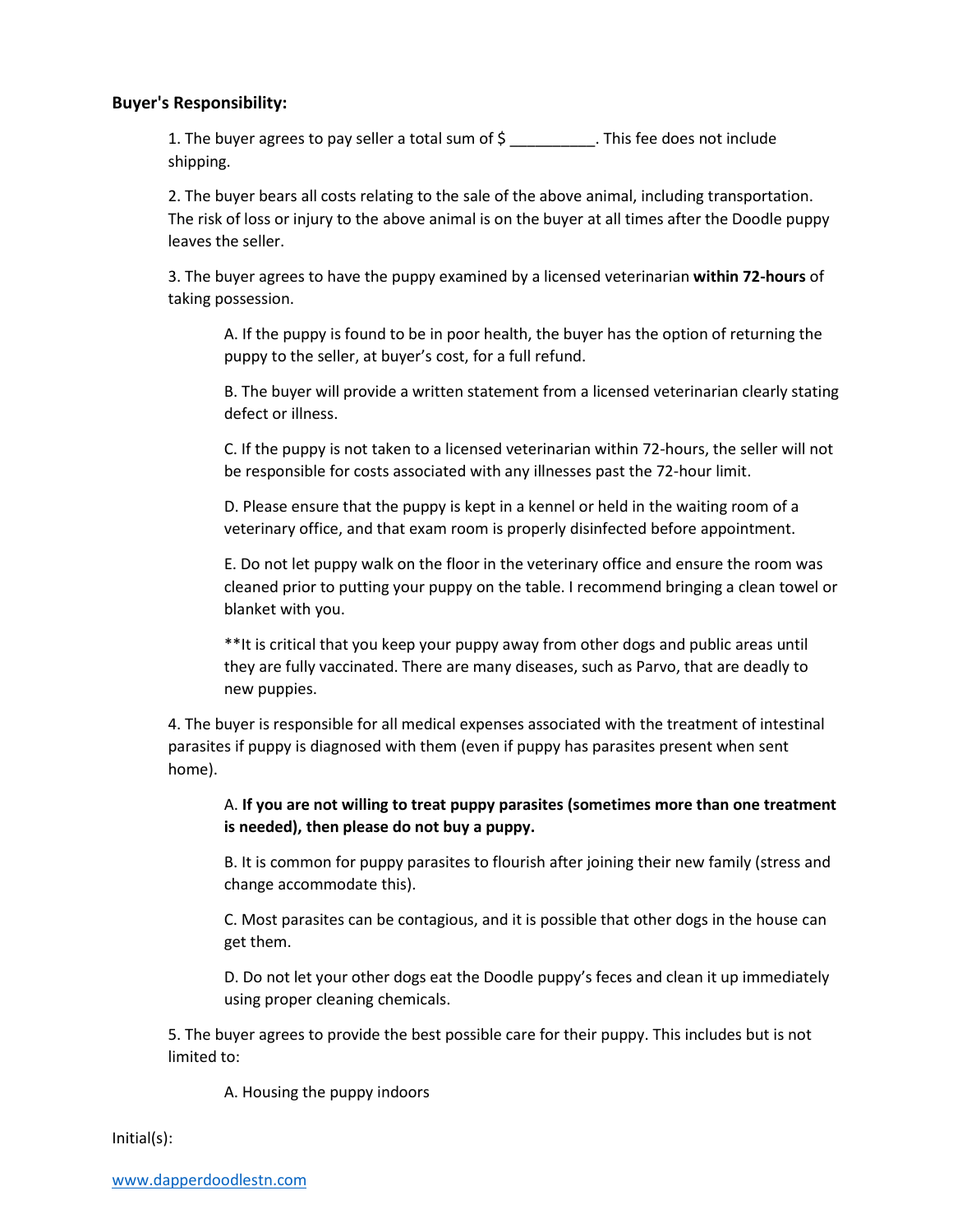**Buyer's Responsibility:**

1. The buyer agrees to pay seller a total sum of $ __________. This fee does not include shipping.

2. The buyer bears all costs relating to the sale of the above animal, including transportation. The risk of loss or injury to the above animal is on the buyer at all times after the Doodle puppy leaves the seller.

3. The buyer agrees to have the puppy examined by a licensed veterinarian **within 72-hours** of taking possession.

   A. If the puppy is found to be in poor health, the buyer has the option of returning the puppy to the seller, at buyer's cost, for a full refund.

   B. The buyer will provide a written statement from a licensed veterinarian clearly stating defect or illness.

   C. If the puppy is not taken to a licensed veterinarian within 72-hours, the seller will not be responsible for costs associated with any illnesses past the 72-hour limit.

   D. Please ensure that the puppy is kept in a kennel or held in the waiting room of a veterinary office, and that exam room is properly disinfected before appointment.

   E. Do not let puppy walk on the floor in the veterinary office and ensure the room was cleaned prior to putting your puppy on the table. I recommend bringing a clean towel or blanket with you.

   **It is critical that you keep your puppy away from other dogs and public areas until they are fully vaccinated. There are many diseases, such as Parvo, that are deadly to new puppies.

4. The buyer is responsible for all medical expenses associated with the treatment of intestinal parasites if puppy is diagnosed with them (even if puppy has parasites present when sent home).

   A. **If you are not willing to treat puppy parasites (sometimes more than one treatment is needed), then please do not buy a puppy.**

   B. It is common for puppy parasites to flourish after joining their new family (stress and change accommodate this).

   C. Most parasites can be contagious, and it is possible that other dogs in the house can get them.

   D. Do not let your other dogs eat the Doodle puppy's feces and clean it up immediately using proper cleaning chemicals.

5. The buyer agrees to provide the best possible care for their puppy. This includes but is not limited to:

   A. Housing the puppy indoors

Initial(s):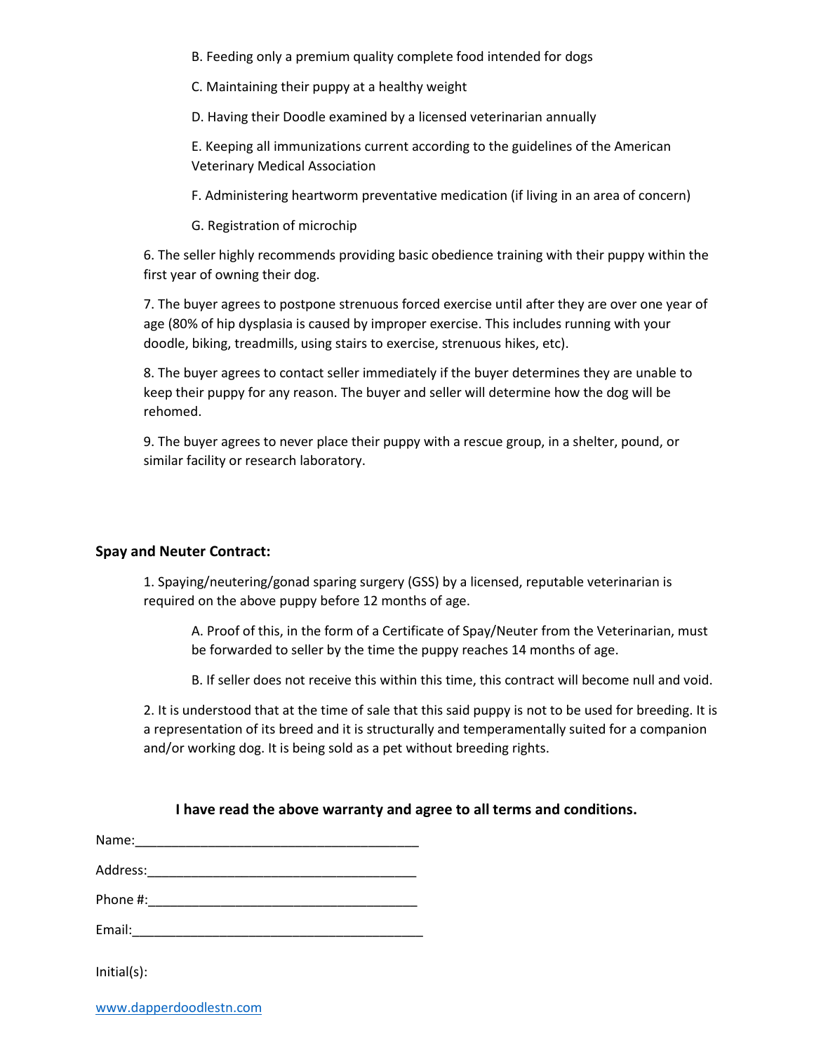B. Feeding only a premium quality complete food intended for dogs

C. Maintaining their puppy at a healthy weight

D. Having their Doodle examined by a licensed veterinarian annually

E. Keeping all immunizations current according to the guidelines of the American Veterinary Medical Association

F. Administering heartworm preventative medication (if living in an area of concern)

G. Registration of microchip

6. The seller highly recommends providing basic obedience training with their puppy within the first year of owning their dog.

7. The buyer agrees to postpone strenuous forced exercise until after they are over one year of age (80% of hip dysplasia is caused by improper exercise. This includes running with your doodle, biking, treadmills, using stairs to exercise, strenuous hikes, etc).

8. The buyer agrees to contact seller immediately if the buyer determines they are unable to keep their puppy for any reason. The buyer and seller will determine how the dog will be rehomed.

9. The buyer agrees to never place their puppy with a rescue group, in a shelter, pound, or similar facility or research laboratory.

**Spay and Neuter Contract:**

1. Spaying/neutering/gonad sparing surgery (GSS) by a licensed, reputable veterinarian is required on the above puppy before 12 months of age.

   A. Proof of this, in the form of a Certificate of Spay/Neuter from the Veterinarian, must be forwarded to seller by the time the puppy reaches 14 months of age.

   B. If seller does not receive this within this time, this contract will become null and void.

2. It is understood that at the time of sale that this said puppy is not to be used for breeding. It is a representation of its breed and it is structurally and temperamentally suited for a companion and/or working dog. It is being sold as a pet without breeding rights.

**I have read the above warranty and agree to all terms and conditions.**

Name:_______________________________________

Address:_____________________________________

Phone #:_____________________________________

Email:_______________________________________

Initial(s):

www.dapperdoodlestn.com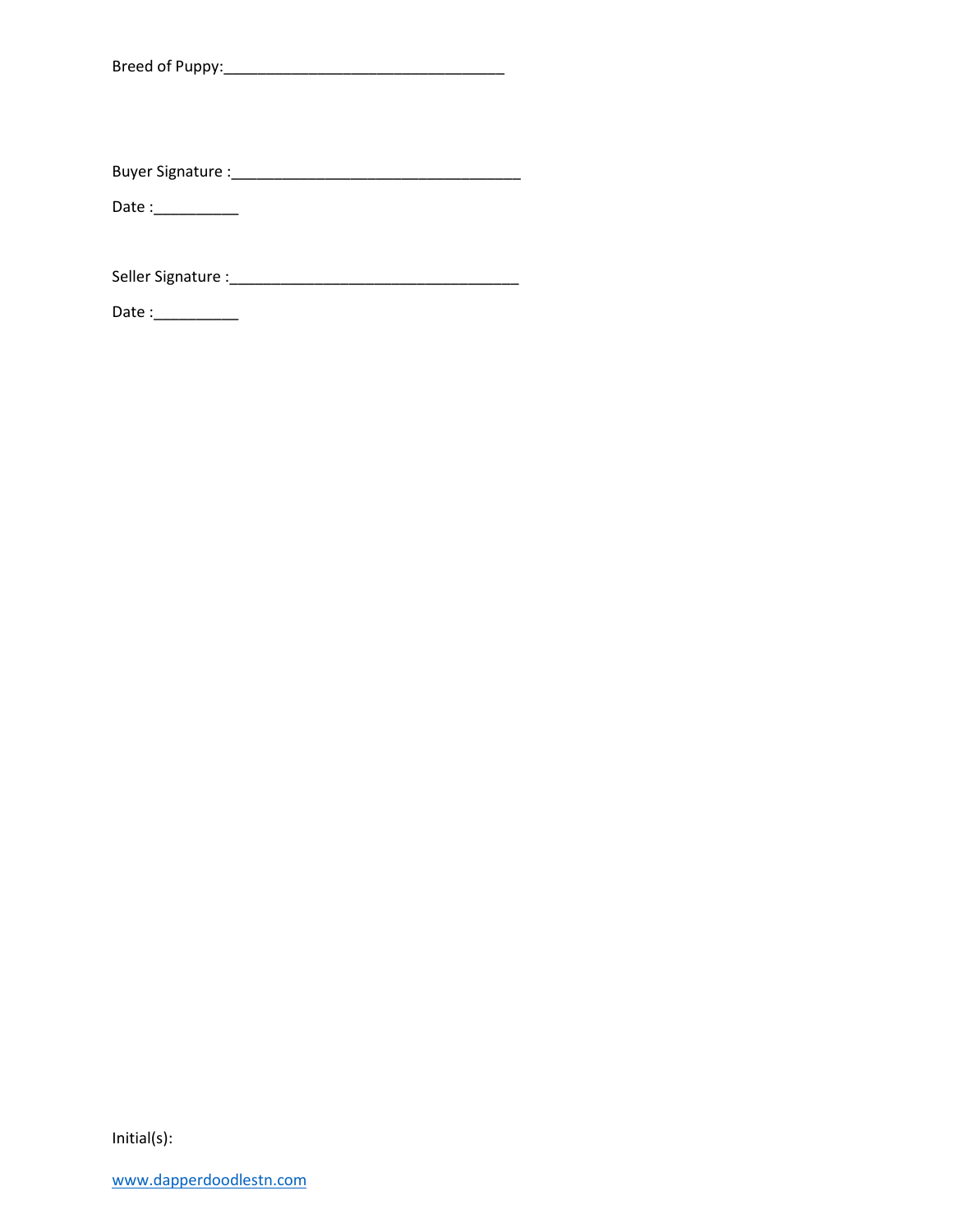Breed of Puppy:________________________________

Buyer Signature :________________________________

Date :__________

Seller Signature :________________________________

Date :__________

Initial(s):

www.dapperdoodlestn.com